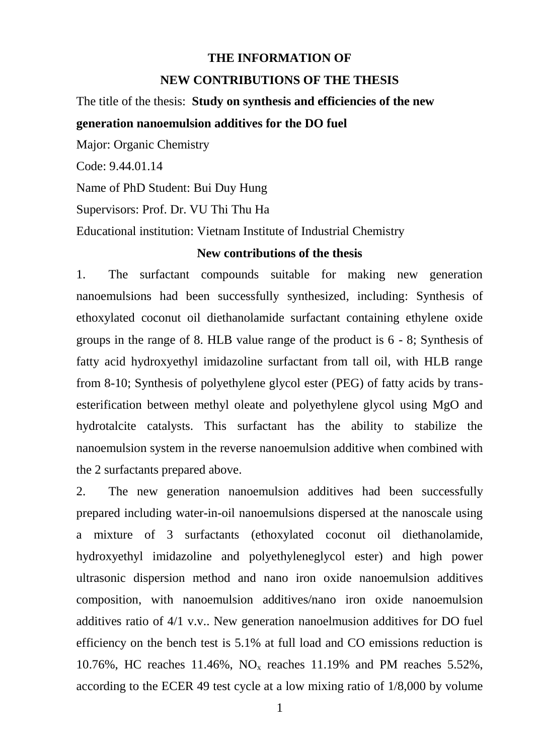**THE INFORMATION OF**

**NEW CONTRIBUTIONS OF THE THESIS**

The title of the thesis: **Study on synthesis and efficiencies of the new generation nanoemulsion additives for the DO fuel**

Major: Organic Chemistry

Code: 9.44.01.14

Name of PhD Student: Bui Duy Hung

Supervisors: Prof. Dr. VU Thi Thu Ha

Educational institution: Vietnam Institute of Industrial Chemistry

**New contributions of the thesis**

1. The surfactant compounds suitable for making new generation nanoemulsions had been successfully synthesized, including: Synthesis of ethoxylated coconut oil diethanolamide surfactant containing ethylene oxide groups in the range of 8. HLB value range of the product is 6 - 8; Synthesis of fatty acid hydroxyethyl imidazoline surfactant from tall oil, with HLB range from 8-10; Synthesis of polyethylene glycol ester (PEG) of fatty acids by trans-esterification between methyl oleate and polyethylene glycol using MgO and hydrotalcite catalysts. This surfactant has the ability to stabilize the nanoemulsion system in the reverse nanoemulsion additive when combined with the 2 surfactants prepared above.

2. The new generation nanoemulsion additives had been successfully prepared including water-in-oil nanoemulsions dispersed at the nanoscale using a mixture of 3 surfactants (ethoxylated coconut oil diethanolamide, hydroxyethyl imidazoline and polyethyleneglycol ester) and high power ultrasonic dispersion method and nano iron oxide nanoemulsion additives composition, with nanoemulsion additives/nano iron oxide nanoemulsion additives ratio of 4/1 v.v.. New generation nanoelmusion additives for DO fuel efficiency on the bench test is 5.1% at full load and CO emissions reduction is 10.76%, HC reaches 11.46%, $NO_x$ reaches 11.19% and PM reaches 5.52%, according to the ECER 49 test cycle at a low mixing ratio of 1/8,000 by volume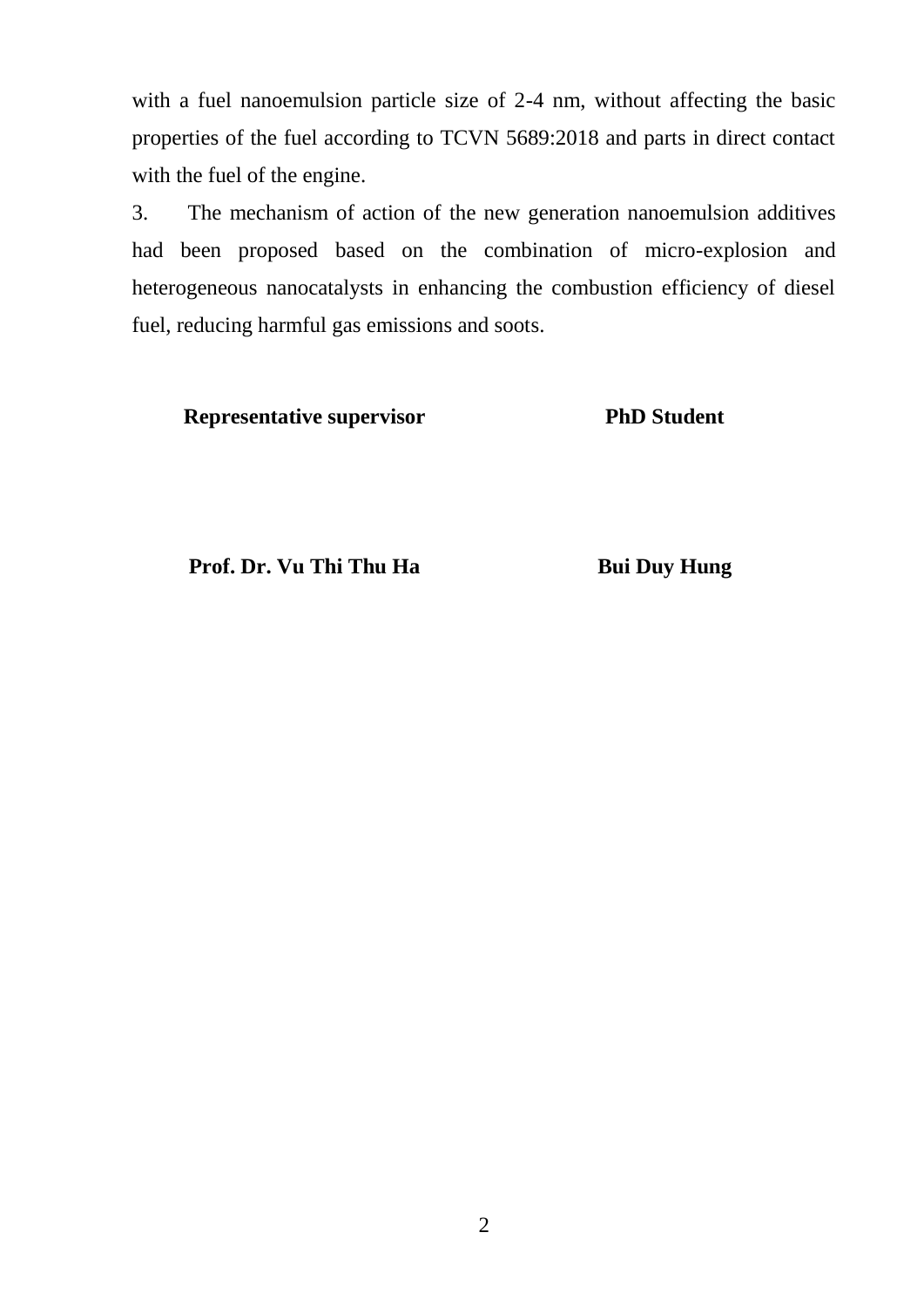with a fuel nanoemulsion particle size of 2-4 nm, without affecting the basic properties of the fuel according to TCVN 5689:2018 and parts in direct contact with the fuel of the engine.

3. The mechanism of action of the new generation nanoemulsion additives had been proposed based on the combination of micro-explosion and heterogeneous nanocatalysts in enhancing the combustion efficiency of diesel fuel, reducing harmful gas emissions and soots.

| | |
|---|---|
| **Representative supervisor** | **PhD Student** |
| | |
| **Prof. Dr. Vu Thi Thu Ha** | **Bui Duy Hung** |